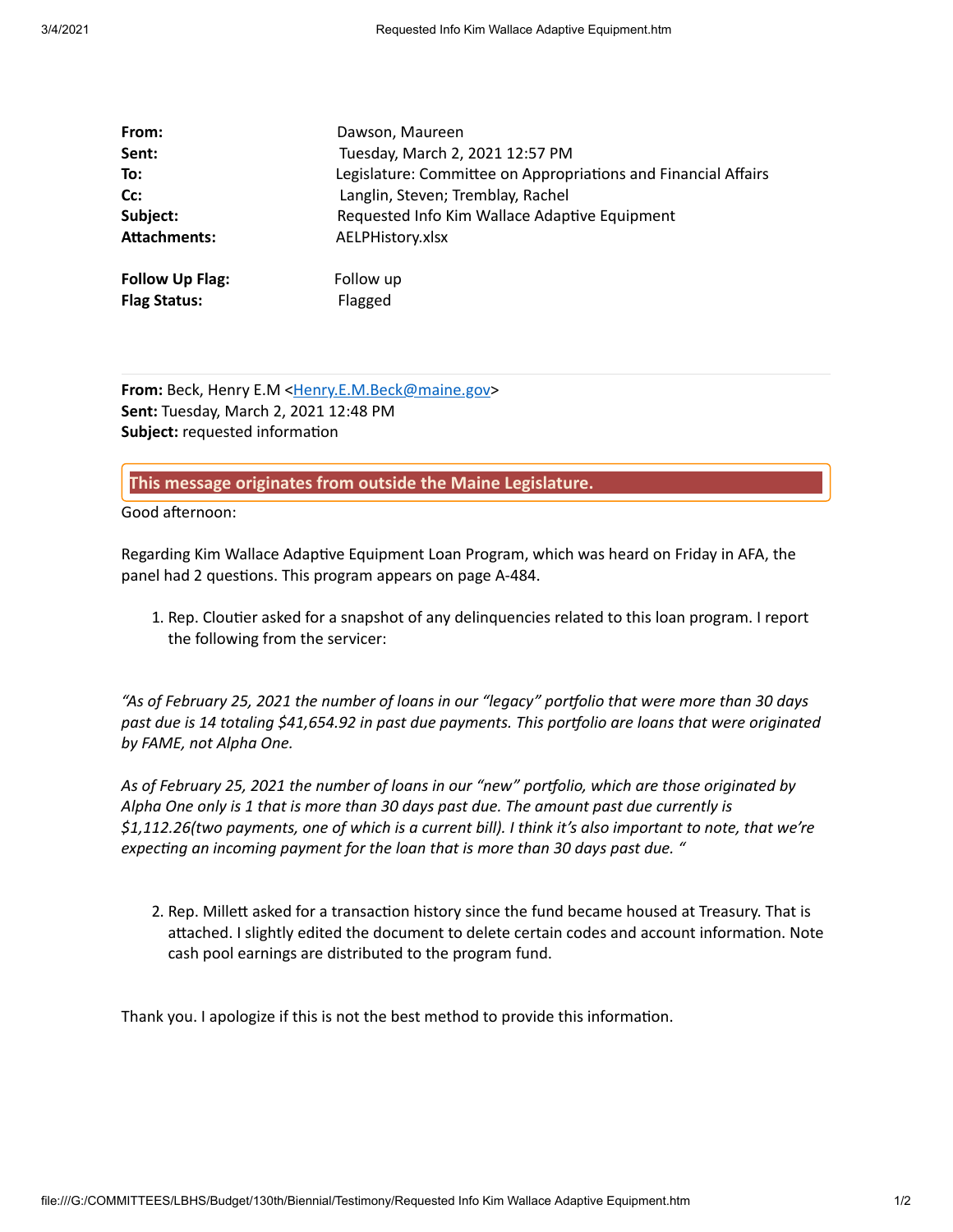| | |
|---|---|
| **From:** | Dawson, Maureen |
| **Sent:** | Tuesday, March 2, 2021 12:57 PM |
| **To:** | Legislature: Committee on Appropriations and Financial Affairs |
| **Cc:** | Langlin, Steven; Tremblay, Rachel |
| **Subject:** | Requested Info Kim Wallace Adaptive Equipment |
| **Attachments:** | AELPHistory.xlsx |
| **Follow Up Flag:** | Follow up |
| **Flag Status:** | Flagged |

---

**From:** Beck, Henry E.M <Henry.E.M.Beck@maine.gov>
**Sent:** Tuesday, March 2, 2021 12:48 PM
**Subject:** requested information

**This message originates from outside the Maine Legislature.**

Good afternoon:

Regarding Kim Wallace Adaptive Equipment Loan Program, which was heard on Friday in AFA, the panel had 2 questions. This program appears on page A-484.

1. Rep. Cloutier asked for a snapshot of any delinquencies related to this loan program. I report the following from the servicer:

*"As of February 25, 2021 the number of loans in our "legacy" portfolio that were more than 30 days past due is 14 totaling $41,654.92 in past due payments. This portfolio are loans that were originated by FAME, not Alpha One.*

*As of February 25, 2021 the number of loans in our "new" portfolio, which are those originated by Alpha One only is 1 that is more than 30 days past due. The amount past due currently is $1,112.26(two payments, one of which is a current bill). I think it's also important to note, that we're expecting an incoming payment for the loan that is more than 30 days past due. "*

2. Rep. Millett asked for a transaction history since the fund became housed at Treasury. That is attached. I slightly edited the document to delete certain codes and account information. Note cash pool earnings are distributed to the program fund.

Thank you. I apologize if this is not the best method to provide this information.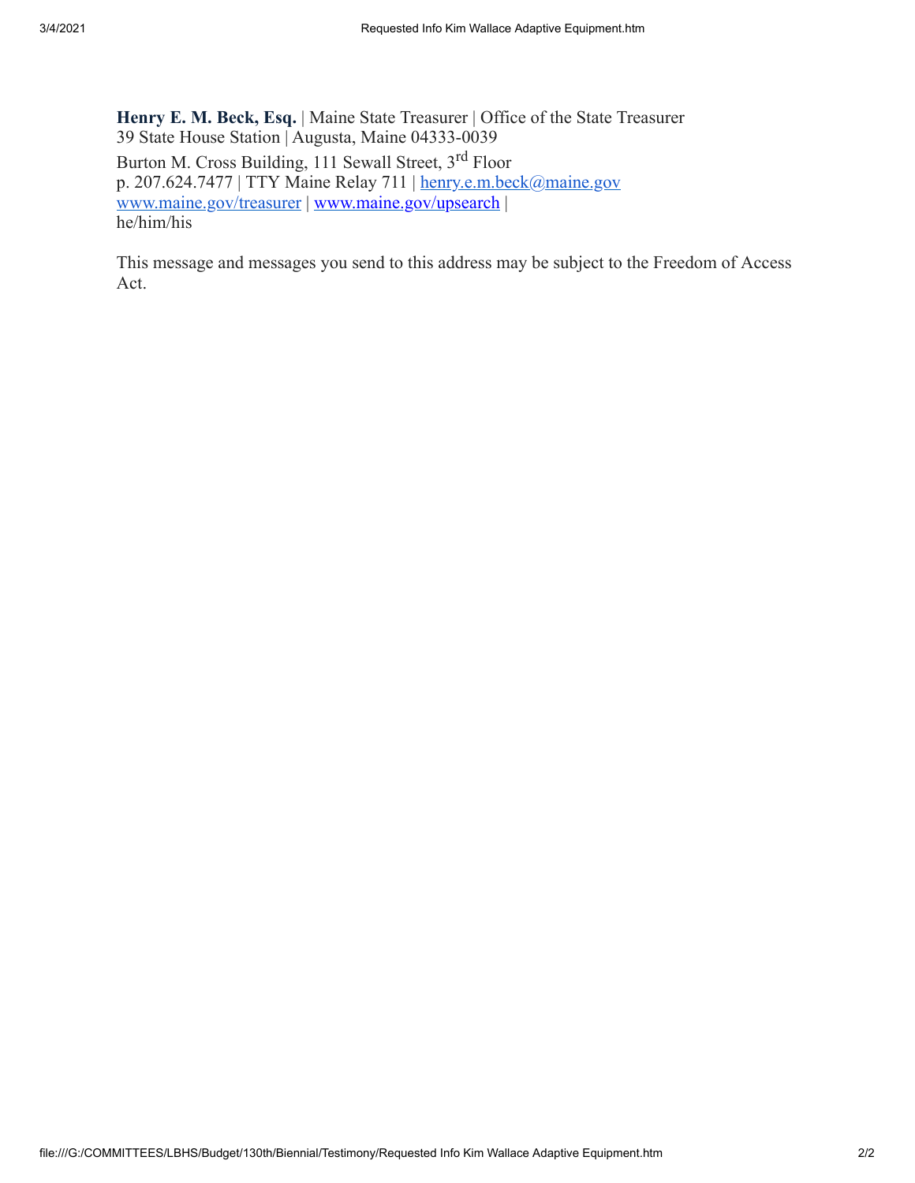**Henry E. M. Beck, Esq.** | Maine State Treasurer | Office of the State Treasurer
39 State House Station | Augusta, Maine 04333-0039
Burton M. Cross Building, 111 Sewall Street, 3rd Floor
p. 207.624.7477 | TTY Maine Relay 711 | henry.e.m.beck@maine.gov
www.maine.gov/treasurer | www.maine.gov/upsearch |
he/him/his

This message and messages you send to this address may be subject to the Freedom of Access Act.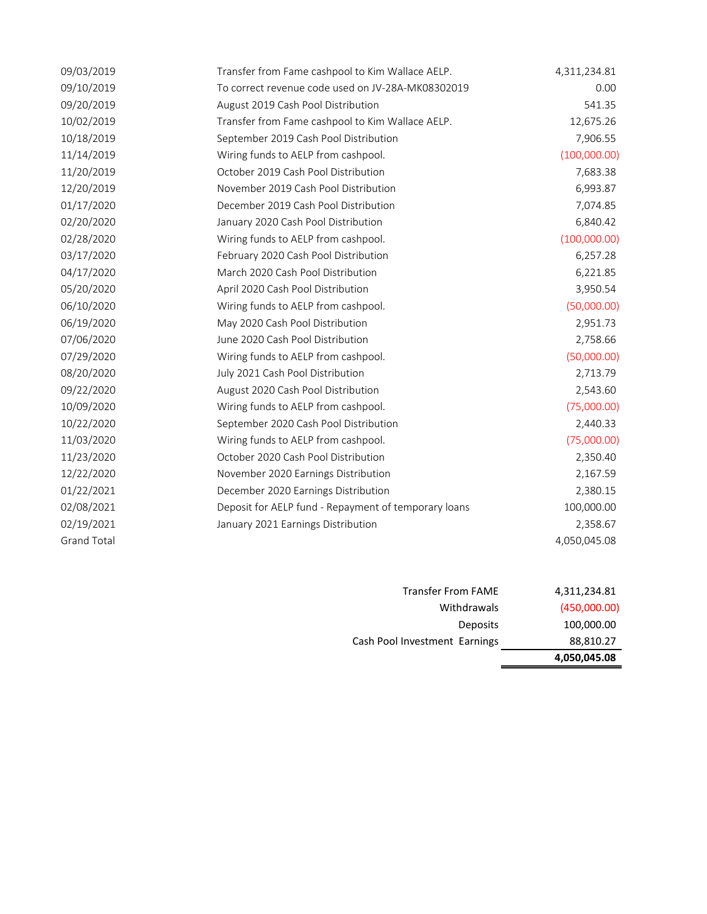| | | |
|---|---|---|
| 09/03/2019 | Transfer from Fame cashpool to Kim Wallace AELP. | 4,311,234.81 |
| 09/10/2019 | To correct revenue code used on JV-28A-MK08302019 | 0.00 |
| 09/20/2019 | August 2019 Cash Pool Distribution | 541.35 |
| 10/02/2019 | Transfer from Fame cashpool to Kim Wallace AELP. | 12,675.26 |
| 10/18/2019 | September 2019 Cash Pool Distribution | 7,906.55 |
| 11/14/2019 | Wiring funds to AELP from cashpool. | (100,000.00) |
| 11/20/2019 | October 2019 Cash Pool Distribution | 7,683.38 |
| 12/20/2019 | November 2019 Cash Pool Distribution | 6,993.87 |
| 01/17/2020 | December 2019 Cash Pool Distribution | 7,074.85 |
| 02/20/2020 | January 2020 Cash Pool Distribution | 6,840.42 |
| 02/28/2020 | Wiring funds to AELP from cashpool. | (100,000.00) |
| 03/17/2020 | February 2020 Cash Pool Distribution | 6,257.28 |
| 04/17/2020 | March 2020 Cash Pool Distribution | 6,221.85 |
| 05/20/2020 | April 2020 Cash Pool Distribution | 3,950.54 |
| 06/10/2020 | Wiring funds to AELP from cashpool. | (50,000.00) |
| 06/19/2020 | May 2020 Cash Pool Distribution | 2,951.73 |
| 07/06/2020 | June 2020 Cash Pool Distribution | 2,758.66 |
| 07/29/2020 | Wiring funds to AELP from cashpool. | (50,000.00) |
| 08/20/2020 | July 2021 Cash Pool Distribution | 2,713.79 |
| 09/22/2020 | August 2020 Cash Pool Distribution | 2,543.60 |
| 10/09/2020 | Wiring funds to AELP from cashpool. | (75,000.00) |
| 10/22/2020 | September 2020 Cash Pool Distribution | 2,440.33 |
| 11/03/2020 | Wiring funds to AELP from cashpool. | (75,000.00) |
| 11/23/2020 | October 2020 Cash Pool Distribution | 2,350.40 |
| 12/22/2020 | November 2020 Earnings Distribution | 2,167.59 |
| 01/22/2021 | December 2020 Earnings Distribution | 2,380.15 |
| 02/08/2021 | Deposit for AELP fund - Repayment of temporary loans | 100,000.00 |
| 02/19/2021 | January 2021 Earnings Distribution | 2,358.67 |
| Grand Total | | 4,050,045.08 |

| | |
|---|---|
| Transfer From FAME | 4,311,234.81 |
| Withdrawals | (450,000.00) |
| Deposits | 100,000.00 |
| Cash Pool Investment Earnings | 88,810.27 |
| | **4,050,045.08** |